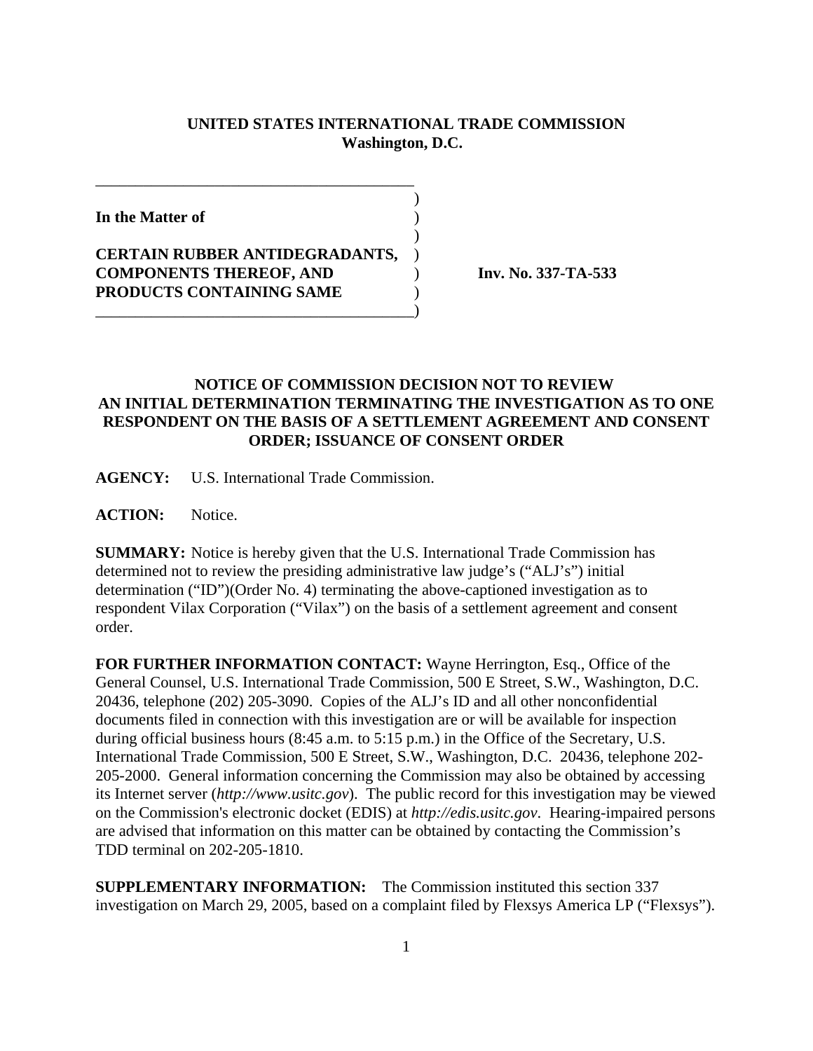**UNITED STATES INTERNATIONAL TRADE COMMISSION**
**Washington, D.C.**

**In the Matter of**

**CERTAIN RUBBER ANTIDEGRADANTS, COMPONENTS THEREOF, AND PRODUCTS CONTAINING SAME**

**Inv. No. 337-TA-533**

# NOTICE OF COMMISSION DECISION NOT TO REVIEW AN INITIAL DETERMINATION TERMINATING THE INVESTIGATION AS TO ONE RESPONDENT ON THE BASIS OF A SETTLEMENT AGREEMENT AND CONSENT ORDER; ISSUANCE OF CONSENT ORDER

**AGENCY:** U.S. International Trade Commission.

**ACTION:** Notice.

**SUMMARY:** Notice is hereby given that the U.S. International Trade Commission has determined not to review the presiding administrative law judge's ("ALJ's") initial determination ("ID")(Order No. 4) terminating the above-captioned investigation as to respondent Vilax Corporation ("Vilax") on the basis of a settlement agreement and consent order.

**FOR FURTHER INFORMATION CONTACT:** Wayne Herrington, Esq., Office of the General Counsel, U.S. International Trade Commission, 500 E Street, S.W., Washington, D.C. 20436, telephone (202) 205-3090. Copies of the ALJ's ID and all other nonconfidential documents filed in connection with this investigation are or will be available for inspection during official business hours (8:45 a.m. to 5:15 p.m.) in the Office of the Secretary, U.S. International Trade Commission, 500 E Street, S.W., Washington, D.C. 20436, telephone 202-205-2000. General information concerning the Commission may also be obtained by accessing its Internet server (*http://www.usitc.gov*). The public record for this investigation may be viewed on the Commission's electronic docket (EDIS) at *http://edis.usitc.gov*. Hearing-impaired persons are advised that information on this matter can be obtained by contacting the Commission's TDD terminal on 202-205-1810.

**SUPPLEMENTARY INFORMATION:** The Commission instituted this section 337 investigation on March 29, 2005, based on a complaint filed by Flexsys America LP ("Flexsys").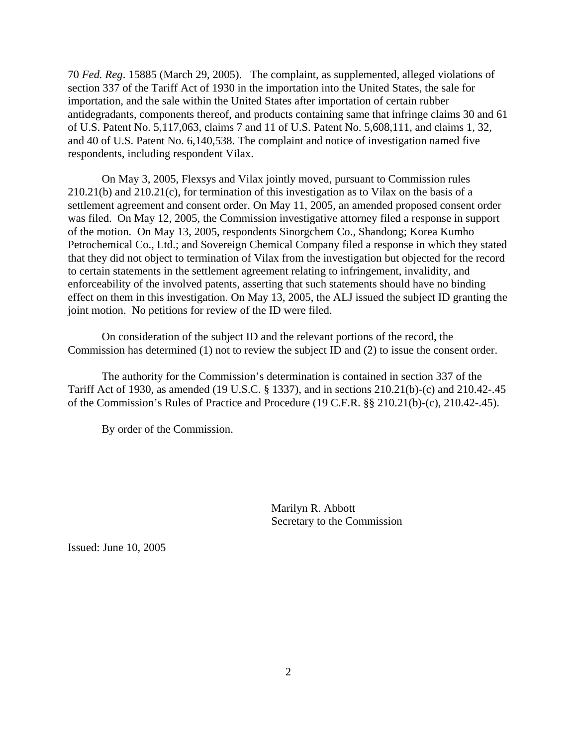70 *Fed. Reg*. 15885 (March 29, 2005). The complaint, as supplemented, alleged violations of section 337 of the Tariff Act of 1930 in the importation into the United States, the sale for importation, and the sale within the United States after importation of certain rubber antidegradants, components thereof, and products containing same that infringe claims 30 and 61 of U.S. Patent No. 5,117,063, claims 7 and 11 of U.S. Patent No. 5,608,111, and claims 1, 32, and 40 of U.S. Patent No. 6,140,538. The complaint and notice of investigation named five respondents, including respondent Vilax.

On May 3, 2005, Flexsys and Vilax jointly moved, pursuant to Commission rules 210.21(b) and 210.21(c), for termination of this investigation as to Vilax on the basis of a settlement agreement and consent order. On May 11, 2005, an amended proposed consent order was filed. On May 12, 2005, the Commission investigative attorney filed a response in support of the motion. On May 13, 2005, respondents Sinorgchem Co., Shandong; Korea Kumho Petrochemical Co., Ltd.; and Sovereign Chemical Company filed a response in which they stated that they did not object to termination of Vilax from the investigation but objected for the record to certain statements in the settlement agreement relating to infringement, invalidity, and enforceability of the involved patents, asserting that such statements should have no binding effect on them in this investigation. On May 13, 2005, the ALJ issued the subject ID granting the joint motion. No petitions for review of the ID were filed.

On consideration of the subject ID and the relevant portions of the record, the Commission has determined (1) not to review the subject ID and (2) to issue the consent order.

The authority for the Commission's determination is contained in section 337 of the Tariff Act of 1930, as amended (19 U.S.C. § 1337), and in sections 210.21(b)-(c) and 210.42-.45 of the Commission's Rules of Practice and Procedure (19 C.F.R. §§ 210.21(b)-(c), 210.42-.45).

By order of the Commission.

Marilyn R. Abbott
Secretary to the Commission

Issued: June 10, 2005